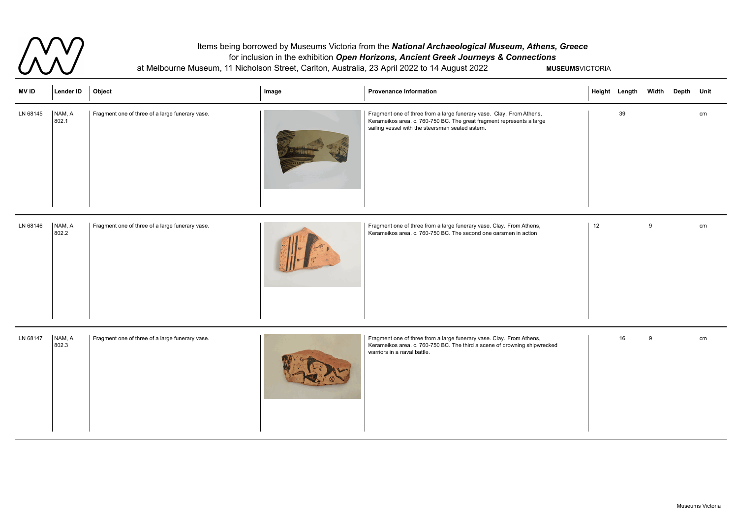Items being borrowed by Museums Victoria from the ***National Archaeological Museum, Athens, Greece***
for inclusion in the exhibition ***Open Horizons, Ancient Greek Journeys & Connections***
at Melbourne Museum, 11 Nicholson Street, Carlton, Australia, 23 April 2022 to 14 August 2022

**MUSEUMS**VICTORIA

| MV ID | Lender ID | Object | Image | Provenance Information | Height | Length | Width | Depth | Unit |
|---|---|---|---|---|---|---|---|---|---|
| LN 68145 | NAM, A 802.1 | Fragment one of three of a large funerary vase. | | Fragment one of three from a large funerary vase. Clay. From Athens, Kerameikos area. c. 760-750 BC. The great fragment represents a large sailing vessel with the steersman seated astern. | | 39 | | | cm |
| LN 68146 | NAM, A 802.2 | Fragment one of three of a large funerary vase. | | Fragment one of three from a large funerary vase. Clay. From Athens, Kerameikos area. c. 760-750 BC. The second one oarsmen in action | 12 | | 9 | | cm |
| LN 68147 | NAM, A 802.3 | Fragment one of three of a large funerary vase. | | Fragment one of three from a large funerary vase. Clay. From Athens, Kerameikos area. c. 760-750 BC. The third a scene of drowning shipwrecked warriors in a naval battle. | | 16 | 9 | | cm |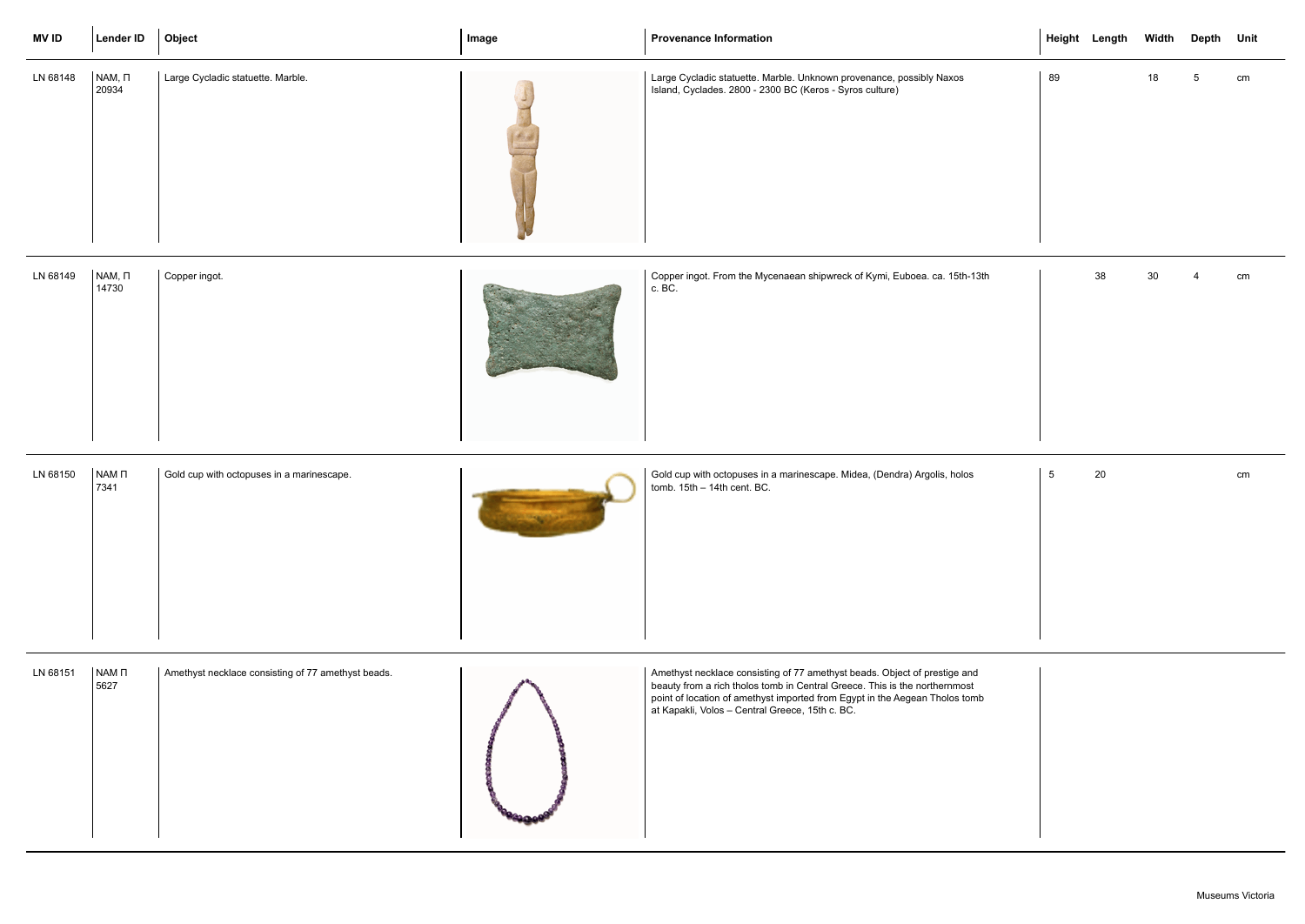| MV ID | Lender ID | Object | Image | Provenance Information | Height | Length | Width | Depth | Unit |
|---|---|---|---|---|---|---|---|---|---|
| LN 68148 | NAM, Π 20934 | Large Cycladic statuette. Marble. | | Large Cycladic statuette. Marble. Unknown provenance, possibly Naxos Island, Cyclades. 2800 - 2300 BC (Keros - Syros culture) | 89 | | 18 | 5 | cm |
| LN 68149 | NAM, Π 14730 | Copper ingot. | | Copper ingot. From the Mycenaean shipwreck of Kymi, Euboea. ca. 15th-13th c. BC. | | 38 | 30 | 4 | cm |
| LN 68150 | NAM Π 7341 | Gold cup with octopuses in a marinescape. | | Gold cup with octopuses in a marinescape. Midea, (Dendra) Argolis, holos tomb. 15th – 14th cent. BC. | 5 | 20 | | | cm |
| LN 68151 | NAM Π 5627 | Amethyst necklace consisting of 77 amethyst beads. | | Amethyst necklace consisting of 77 amethyst beads. Object of prestige and beauty from a rich tholos tomb in Central Greece. This is the northernmost point of location of amethyst imported from Egypt in the Aegean Tholos tomb at Kapakli, Volos – Central Greece, 15th c. BC. | | | | | |

Museums Victoria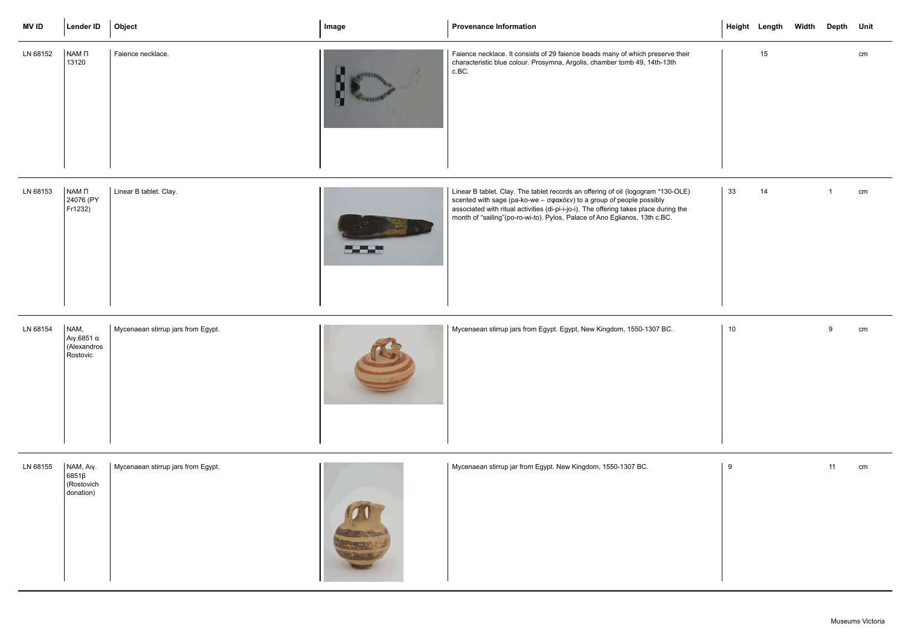| MV ID | Lender ID | Object | Image | Provenance Information | Height | Length | Width | Depth | Unit |
|---|---|---|---|---|---|---|---|---|---|
| LN 68152 | NAM Π 13120 | Faience necklace. | | Faience necklace. It consists of 29 faience beads many of which preserve their characteristic blue colour. Prosymna, Argolis, chamber tomb 49, 14th-13th c.BC. | | 15 | | | cm |
| LN 68153 | NAM Π 24076 (PY Fr1232) | Linear B tablet. Clay. | | Linear B tablet. Clay. The tablet records an offering of oil (logogram *130-OLE) scented with sage (pa-ko-we – σφακόεν) to a group of people possibly associated with ritual activities (di-pi-i-jo-i). The offering takes place during the month of "sailing"(po-ro-wi-to). Pylos, Palace of Ano Eglianos, 13th c.BC. | 33 | 14 | | 1 | cm |
| LN 68154 | NAM, Αιγ.6851 α (Alexandros Rostovic | Mycenaean stirrup jars from Egypt. | | Mycenaean stirrup jars from Egypt. Egypt, New Kingdom, 1550-1307 BC. | 10 | | | 9 | cm |
| LN 68155 | NAM, Αιγ. 6851β (Rostovich donation) | Mycenaean stirrup jars from Egypt. | | Mycenaean stirrup jar from Egypt. New Kingdom, 1550-1307 BC. | 9 | | | 11 | cm |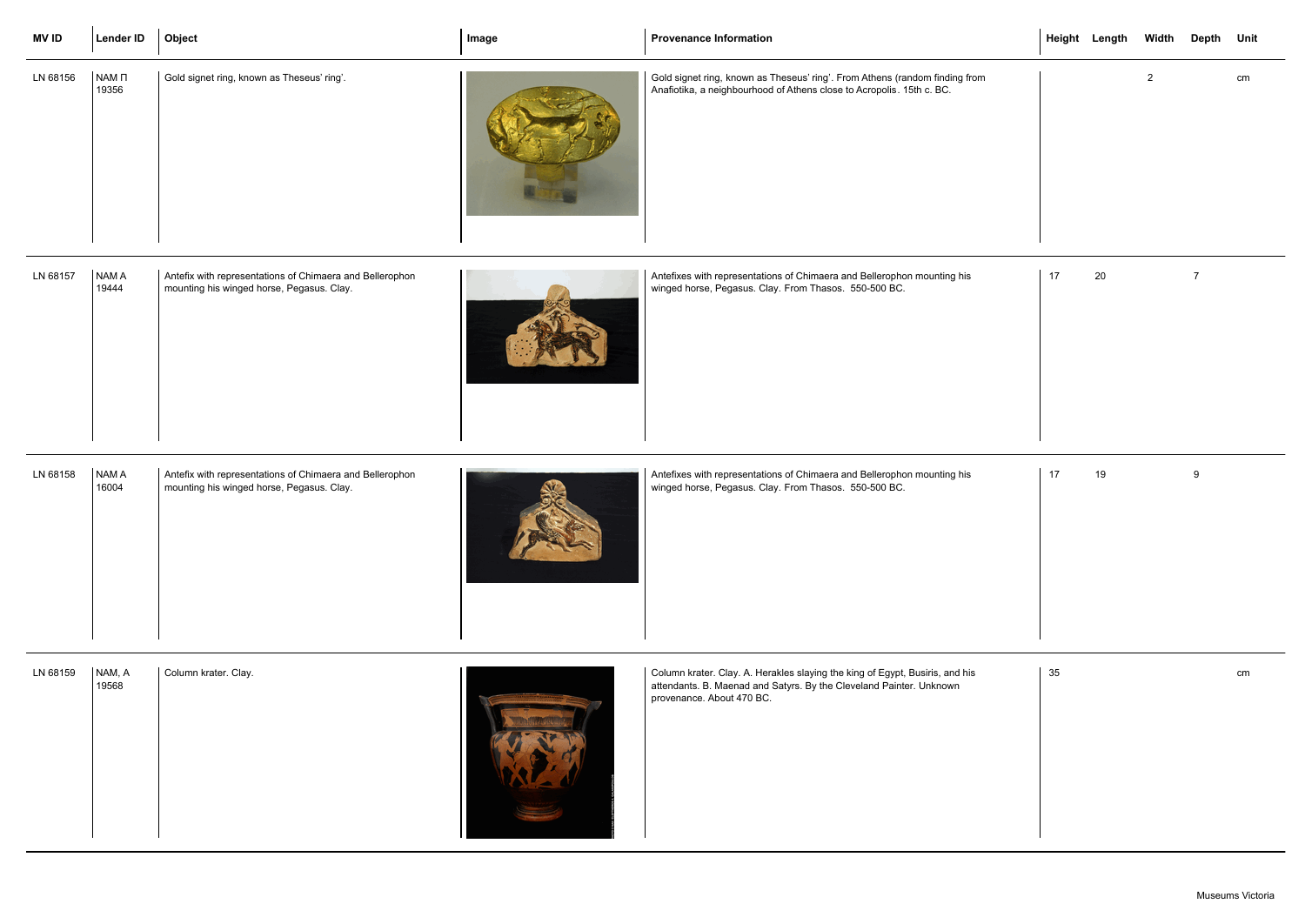| MV ID | Lender ID | Object | Image | Provenance Information | Height | Length | Width | Depth | Unit |
|---|---|---|---|---|---|---|---|---|---|
| LN 68156 | NAM Π 19356 | Gold signet ring, known as Theseus' ring'. | | Gold signet ring, known as Theseus' ring'. From Athens (random finding from Anafiotika, a neighbourhood of Athens close to Acropolis. 15th c. BC. | | | 2 | | cm |
| LN 68157 | NAM A 19444 | Antefix with representations of Chimaera and Bellerophon mounting his winged horse, Pegasus. Clay. | | Antefixes with representations of Chimaera and Bellerophon mounting his winged horse, Pegasus. Clay. From Thasos. 550-500 BC. | 17 | 20 | | 7 | |
| LN 68158 | NAM A 16004 | Antefix with representations of Chimaera and Bellerophon mounting his winged horse, Pegasus. Clay. | | Antefixes with representations of Chimaera and Bellerophon mounting his winged horse, Pegasus. Clay. From Thasos. 550-500 BC. | 17 | 19 | | 9 | |
| LN 68159 | NAM, A 19568 | Column krater. Clay. | | Column krater. Clay. A. Herakles slaying the king of Egypt, Busiris, and his attendants. B. Maenad and Satyrs. By the Cleveland Painter. Unknown provenance. About 470 BC. | 35 | | | | cm |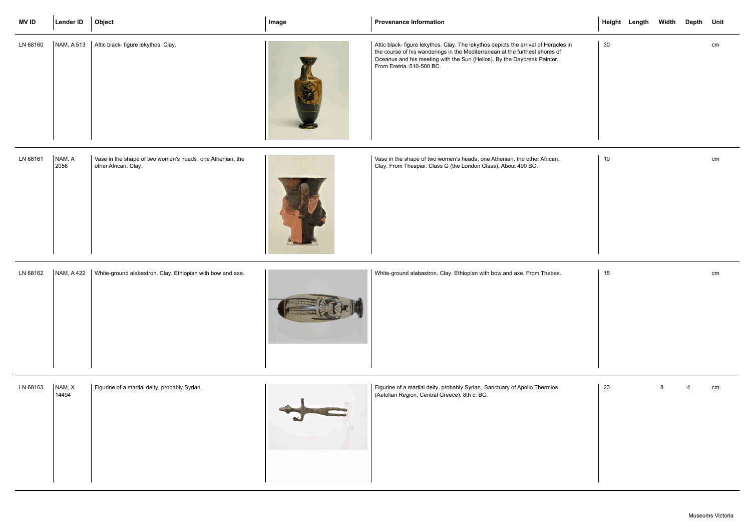| MV ID | Lender ID | Object | Image | Provenance Information | Height | Length | Width | Depth | Unit |
|---|---|---|---|---|---|---|---|---|---|
| LN 68160 | NAM, A 513 | Attic black- figure lekythos. Clay. | | Attic black- figure lekythos. Clay. The lekythos depicts the arrival of Heracles in the course of his wanderings in the Mediterranean at the furthest shores of Oceanus and his meeting with the Sun (Helios). By the Daybreak Painter. From Eretria. 510-500 BC. | 30 | | | | cm |
| LN 68161 | NAM, A 2056 | Vase in the shape of two women's heads, one Athenian, the other African. Clay. | | Vase in the shape of two women's heads, one Athenian, the other African. Clay. From Thespiai. Class G (the London Class). About 490 BC. | 19 | | | | cm |
| LN 68162 | NAM, A 422 | White-ground alabastron. Clay. Ethiopian with bow and axe. | | White-ground alabastron. Clay. Ethiopian with bow and axe. From Thebes. | 15 | | | | cm |
| LN 68163 | NAM, X 14494 | Figurine of a martial deity, probably Syrian. | | Figurine of a martial deity, probably Syrian. Sanctuary of Apollo Thermios (Aetolian Region, Central Greece). 8th c. BC. | 23 | | 8 | 4 | cm |

Museums Victoria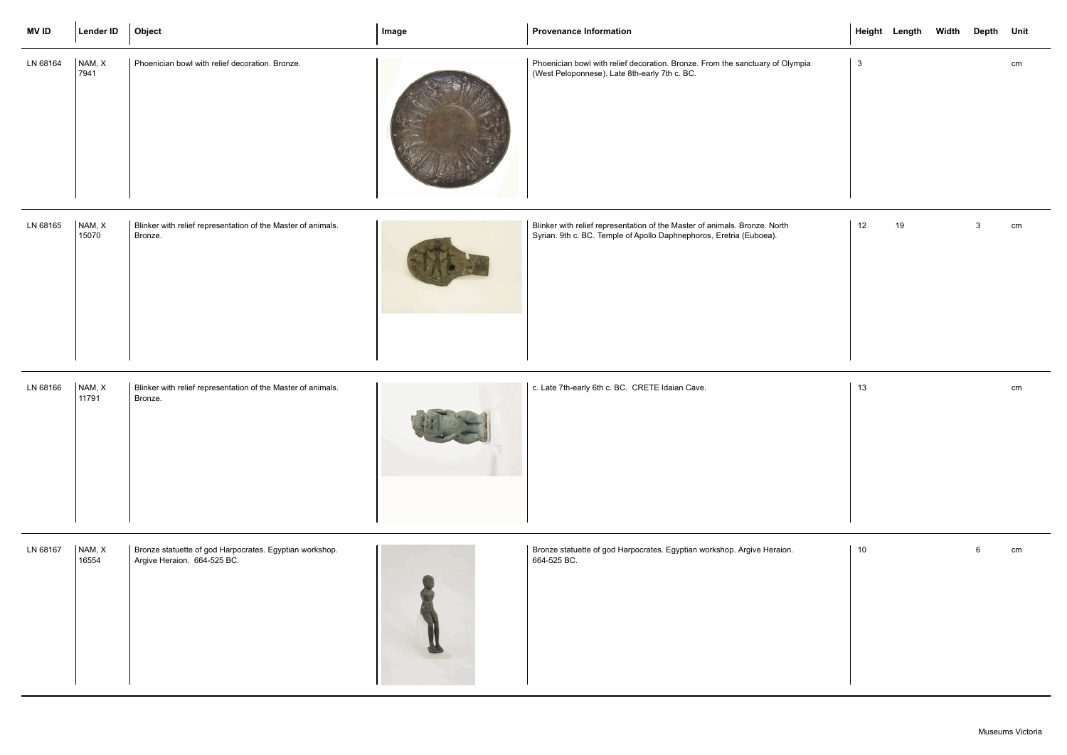| MV ID | Lender ID | Object | Image | Provenance Information | Height | Length | Width | Depth | Unit |
|---|---|---|---|---|---|---|---|---|---|
| LN 68164 | NAM, X 7941 | Phoenician bowl with relief decoration. Bronze. | | Phoenician bowl with relief decoration. Bronze. From the sanctuary of Olympia (West Peloponnese). Late 8th-early 7th c. BC. | 3 | | | | cm |
| LN 68165 | NAM, X 15070 | Blinker with relief representation of the Master of animals. Bronze. | | Blinker with relief representation of the Master of animals. Bronze. North Syrian. 9th c. BC. Temple of Apollo Daphnephoros, Eretria (Euboea). | 12 | 19 | | 3 | cm |
| LN 68166 | NAM, X 11791 | Blinker with relief representation of the Master of animals. Bronze. | | c. Late 7th-early 6th c. BC. CRETE Idaian Cave. | 13 | | | | cm |
| LN 68167 | NAM, X 16554 | Bronze statuette of god Harpocrates. Egyptian workshop. Argive Heraion. 664-525 BC. | | Bronze statuette of god Harpocrates. Egyptian workshop. Argive Heraion. 664-525 BC. | 10 | | | 6 | cm |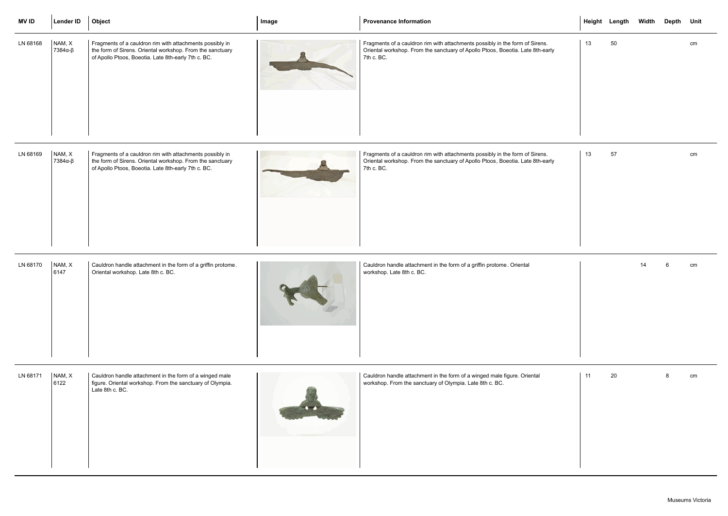| MV ID | Lender ID | Object | Image | Provenance Information | Height | Length | Width | Depth | Unit |
|---|---|---|---|---|---|---|---|---|---|
| LN 68168 | NAM, X 7384α-β | Fragments of a cauldron rim with attachments possibly in the form of Sirens. Oriental workshop. From the sanctuary of Apollo Ptoos, Boeotia. Late 8th-early 7th c. BC. | | Fragments of a cauldron rim with attachments possibly in the form of Sirens. Oriental workshop. From the sanctuary of Apollo Ptoos, Boeotia. Late 8th-early 7th c. BC. | 13 | 50 | | | cm |
| LN 68169 | NAM, X 7384α-β | Fragments of a cauldron rim with attachments possibly in the form of Sirens. Oriental workshop. From the sanctuary of Apollo Ptoos, Boeotia. Late 8th-early 7th c. BC. | | Fragments of a cauldron rim with attachments possibly in the form of Sirens. Oriental workshop. From the sanctuary of Apollo Ptoos, Boeotia. Late 8th-early 7th c. BC. | 13 | 57 | | | cm |
| LN 68170 | NAM, X 6147 | Cauldron handle attachment in the form of a griffin protome. Oriental workshop. Late 8th c. BC. | | Cauldron handle attachment in the form of a griffin protome. Oriental workshop. Late 8th c. BC. | | | 14 | 6 | cm |
| LN 68171 | NAM, X 6122 | Cauldron handle attachment in the form of a winged male figure. Oriental workshop. From the sanctuary of Olympia. Late 8th c. BC. | | Cauldron handle attachment in the form of a winged male figure. Oriental workshop. From the sanctuary of Olympia. Late 8th c. BC. | 11 | 20 | | 8 | cm |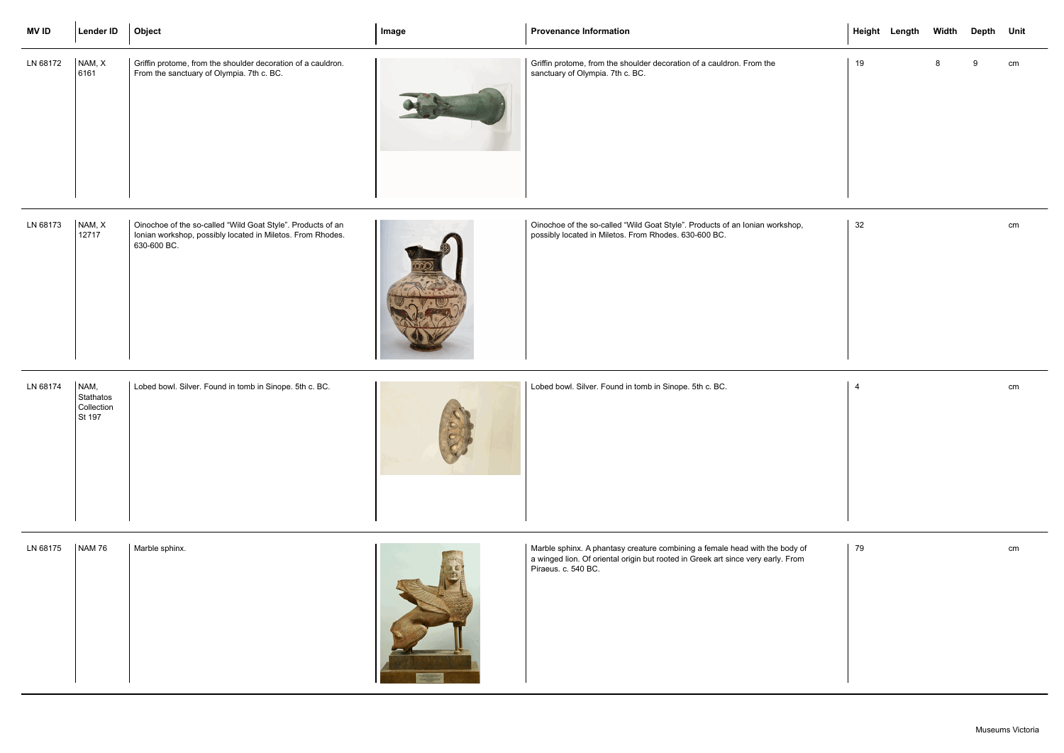| MV ID | Lender ID | Object | Image | Provenance Information | Height | Length | Width | Depth | Unit |
|---|---|---|---|---|---|---|---|---|---|
| LN 68172 | NAM, X 6161 | Griffin protome, from the shoulder decoration of a cauldron. From the sanctuary of Olympia. 7th c. BC. | | Griffin protome, from the shoulder decoration of a cauldron. From the sanctuary of Olympia. 7th c. BC. | 19 | | 8 | 9 | cm |
| LN 68173 | NAM, X 12717 | Oinochoe of the so-called "Wild Goat Style". Products of an Ionian workshop, possibly located in Miletos. From Rhodes. 630-600 BC. | | Oinochoe of the so-called "Wild Goat Style". Products of an Ionian workshop, possibly located in Miletos. From Rhodes. 630-600 BC. | 32 | | | | cm |
| LN 68174 | NAM, Stathatos Collection St 197 | Lobed bowl. Silver. Found in tomb in Sinope. 5th c. BC. | | Lobed bowl. Silver. Found in tomb in Sinope. 5th c. BC. | 4 | | | | cm |
| LN 68175 | NAM 76 | Marble sphinx. | | Marble sphinx. A phantasy creature combining a female head with the body of a winged lion. Of oriental origin but rooted in Greek art since very early. From Piraeus. c. 540 BC. | 79 | | | | cm |

Museums Victoria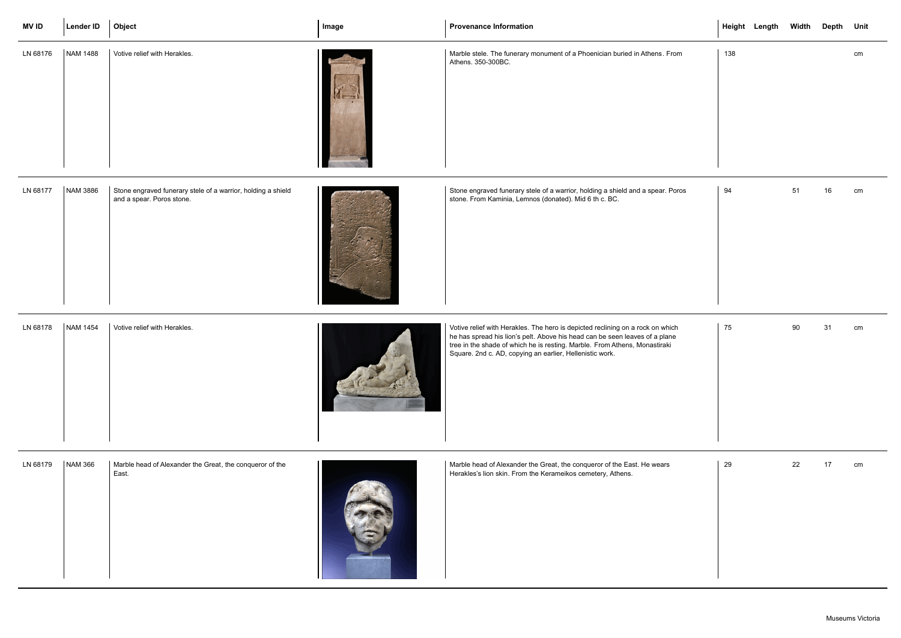| MV ID | Lender ID | Object | Image | Provenance Information | Height | Length | Width | Depth | Unit |
|---|---|---|---|---|---|---|---|---|---|
| LN 68176 | NAM 1488 | Votive relief with Herakles. | | Marble stele. The funerary monument of a Phoenician buried in Athens. From Athens. 350-300BC. | 138 | | | | cm |
| LN 68177 | NAM 3886 | Stone engraved funerary stele of a warrior, holding a shield and a spear. Poros stone. | | Stone engraved funerary stele of a warrior, holding a shield and a spear. Poros stone. From Kaminia, Lemnos (donated). Mid 6 th c. BC. | 94 | | 51 | 16 | cm |
| LN 68178 | NAM 1454 | Votive relief with Herakles. | | Votive relief with Herakles. The hero is depicted reclining on a rock on which he has spread his lion's pelt. Above his head can be seen leaves of a plane tree in the shade of which he is resting. Marble. From Athens, Monastiraki Square. 2nd c. AD, copying an earlier, Hellenistic work. | 75 | | 90 | 31 | cm |
| LN 68179 | NAM 366 | Marble head of Alexander the Great, the conqueror of the East. | | Marble head of Alexander the Great, the conqueror of the East. He wears Herakles's lion skin. From the Kerameikos cemetery, Athens. | 29 | | 22 | 17 | cm |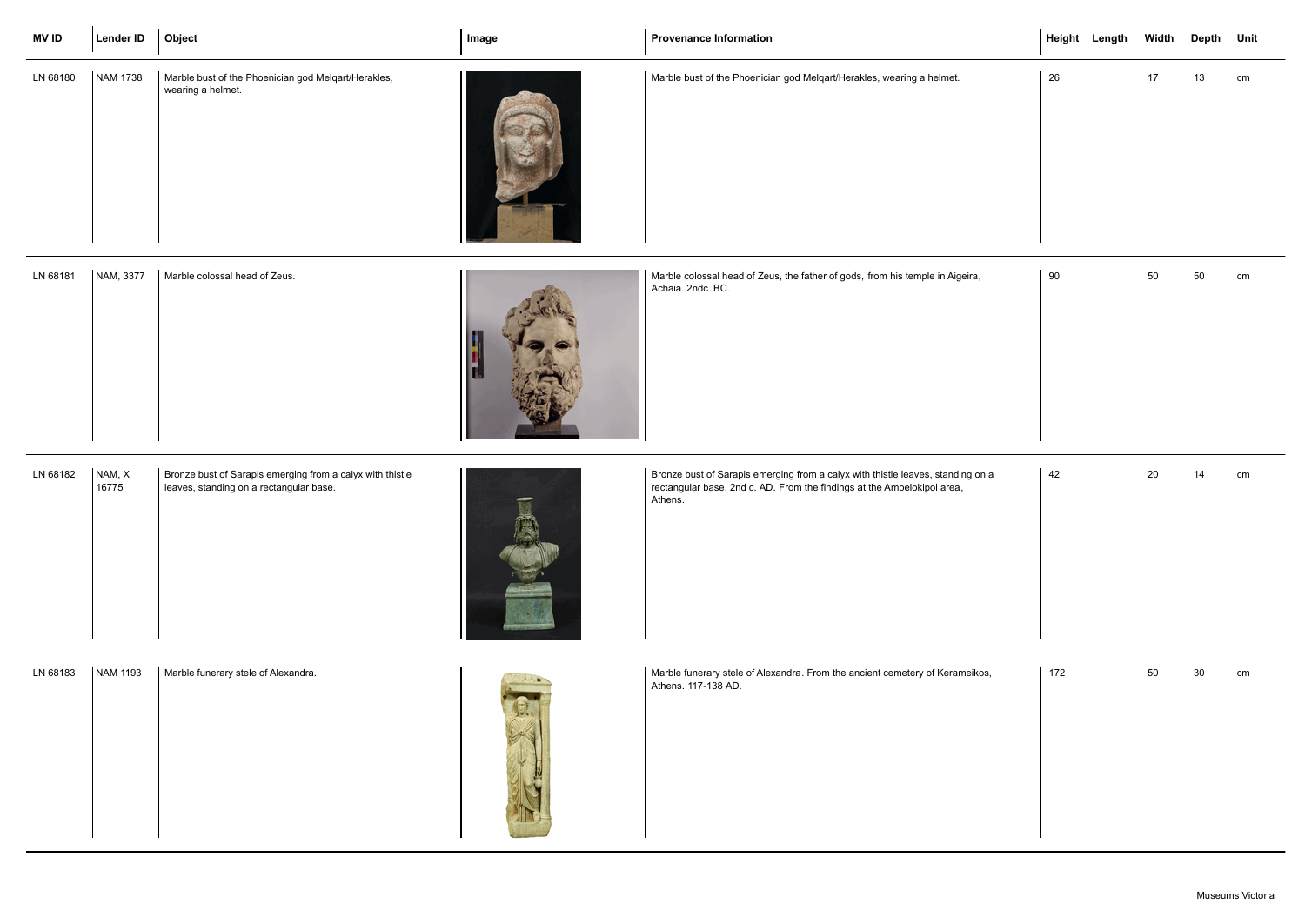| MV ID | Lender ID | Object | Image | Provenance Information | Height | Length | Width | Depth | Unit |
|---|---|---|---|---|---|---|---|---|---|
| LN 68180 | NAM 1738 | Marble bust of the Phoenician god Melqart/Herakles, wearing a helmet. | | Marble bust of the Phoenician god Melqart/Herakles, wearing a helmet. | 26 | | 17 | 13 | cm |
| LN 68181 | NAM, 3377 | Marble colossal head of Zeus. | | Marble colossal head of Zeus, the father of gods, from his temple in Aigeira, Achaia. 2ndc. BC. | 90 | | 50 | 50 | cm |
| LN 68182 | NAM, X 16775 | Bronze bust of Sarapis emerging from a calyx with thistle leaves, standing on a rectangular base. | | Bronze bust of Sarapis emerging from a calyx with thistle leaves, standing on a rectangular base. 2nd c. AD. From the findings at the Ambelokipoi area, Athens. | 42 | | 20 | 14 | cm |
| LN 68183 | NAM 1193 | Marble funerary stele of Alexandra. | | Marble funerary stele of Alexandra. From the ancient cemetery of Kerameikos, Athens. 117-138 AD. | 172 | | 50 | 30 | cm |

Museums Victoria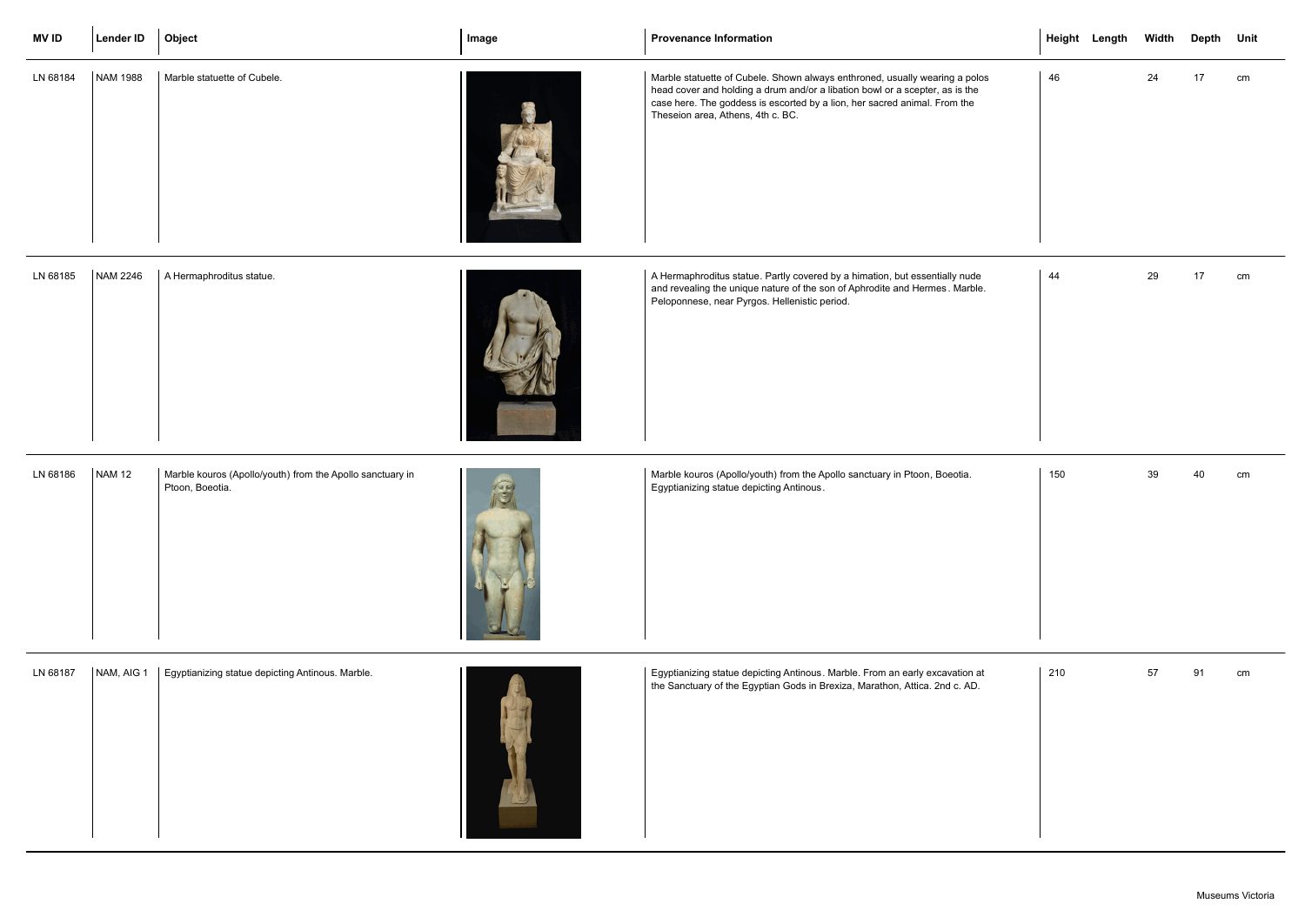| MV ID | Lender ID | Object | Image | Provenance Information | Height | Length | Width | Depth | Unit |
|---|---|---|---|---|---|---|---|---|---|
| LN 68184 | NAM 1988 | Marble statuette of Cubele. | | Marble statuette of Cubele. Shown always enthroned, usually wearing a polos head cover and holding a drum and/or a libation bowl or a scepter, as is the case here. The goddess is escorted by a lion, her sacred animal. From the Theseion area, Athens, 4th c. BC. | 46 | | 24 | 17 | cm |
| LN 68185 | NAM 2246 | A Hermaphroditus statue. | | A Hermaphroditus statue. Partly covered by a himation, but essentially nude and revealing the unique nature of the son of Aphrodite and Hermes. Marble. Peloponnese, near Pyrgos. Hellenistic period. | 44 | | 29 | 17 | cm |
| LN 68186 | NAM 12 | Marble kouros (Apollo/youth) from the Apollo sanctuary in Ptoon, Boeotia. | | Marble kouros (Apollo/youth) from the Apollo sanctuary in Ptoon, Boeotia. Egyptianizing statue depicting Antinous. | 150 | | 39 | 40 | cm |
| LN 68187 | NAM, AIG 1 | Egyptianizing statue depicting Antinous. Marble. | | Egyptianizing statue depicting Antinous. Marble. From an early excavation at the Sanctuary of the Egyptian Gods in Brexiza, Marathon, Attica. 2nd c. AD. | 210 | | 57 | 91 | cm |

Museums Victoria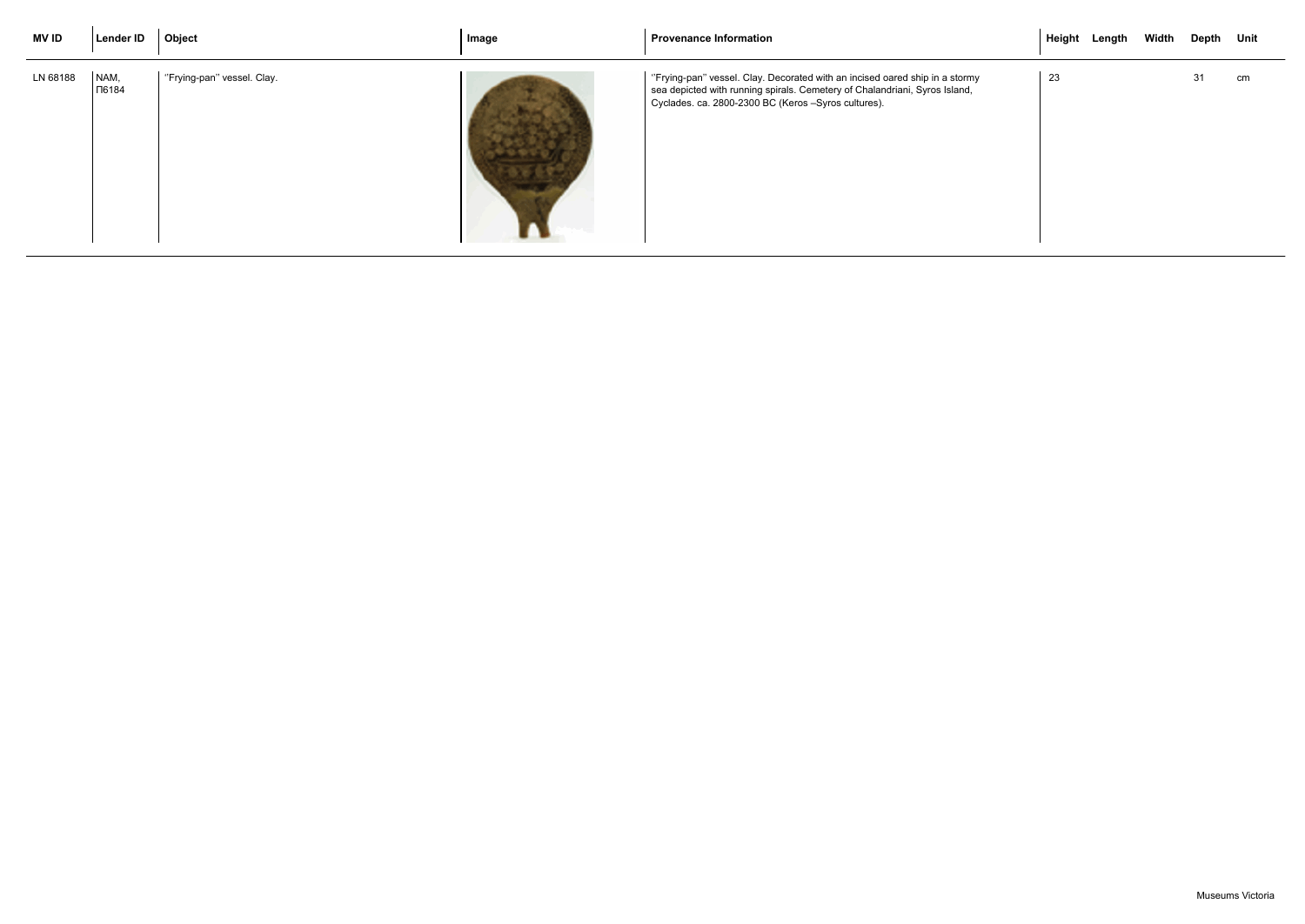| MV ID | Lender ID | Object | Image | Provenance Information | Height | Length | Width | Depth | Unit |
|---|---|---|---|---|---|---|---|---|---|
| LN 68188 | NAM, Π6184 | ''Frying-pan'' vessel. Clay. | | ''Frying-pan'' vessel. Clay. Decorated with an incised oared ship in a stormy sea depicted with running spirals. Cemetery of Chalandriani, Syros Island, Cyclades. ca. 2800-2300 BC (Keros –Syros cultures). | 23 | | | 31 | cm |

Museums Victoria